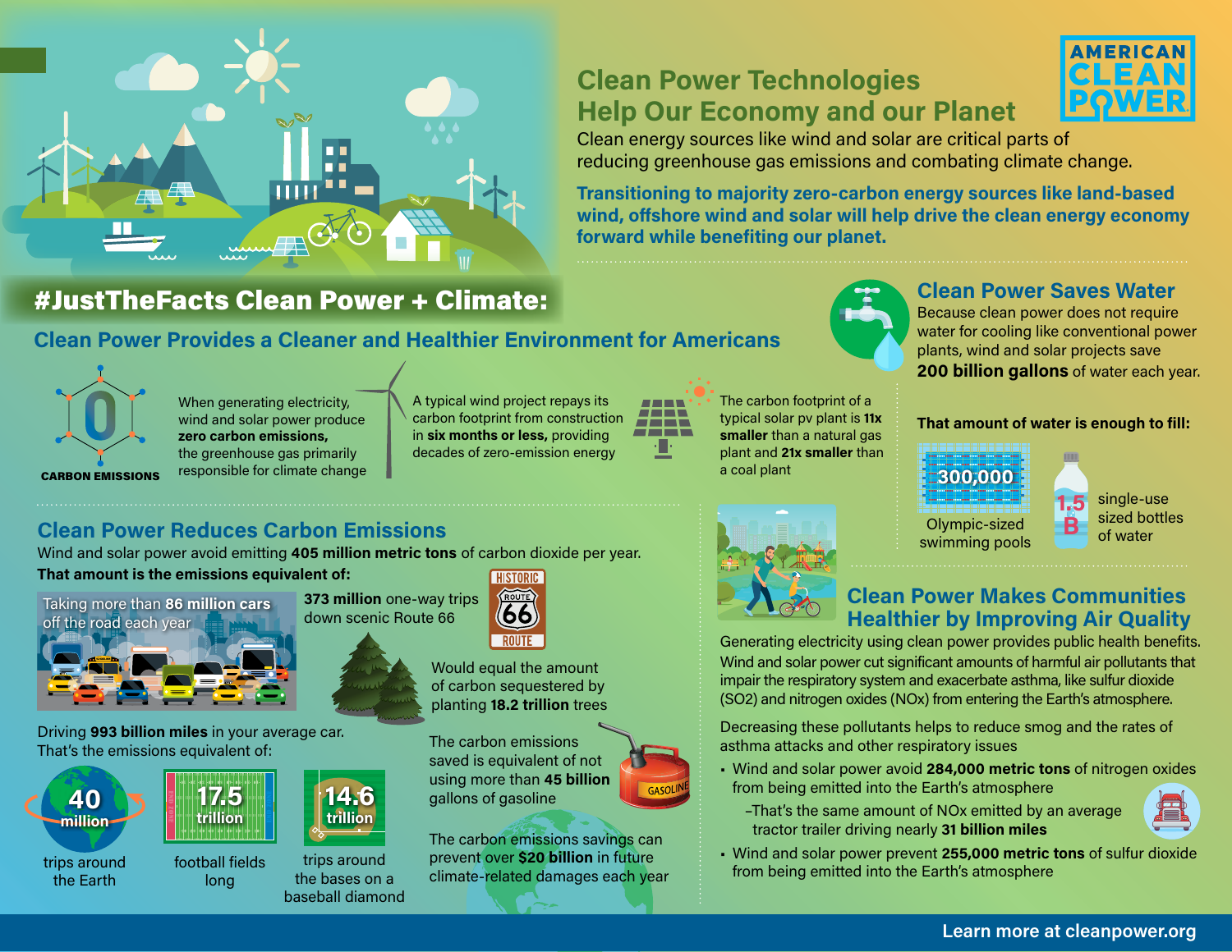# Clean Power Technologies Help Our Economy and our Planet

AMERICAN CLEAN POWER

Clean energy sources like wind and solar are critical parts of reducing greenhouse gas emissions and combating climate change.

**Transitioning to majority zero-carbon energy sources like land-based wind, offshore wind and solar will help drive the clean energy economy forward while benefiting our planet.**

## #JustTheFacts Clean Power + Climate:

## Clean Power Provides a Cleaner and Healthier Environment for Americans

0 CARBON EMISSIONS

When generating electricity, wind and solar power produce **zero carbon emissions,** the greenhouse gas primarily responsible for climate change

A typical wind project repays its carbon footprint from construction in **six months or less,** providing decades of zero-emission energy

The carbon footprint of a typical solar pv plant is **11x smaller** than a natural gas plant and **21x smaller** than a coal plant

## Clean Power Saves Water

Because clean power does not require water for cooling like conventional power plants, wind and solar projects save **200 billion gallons** of water each year.

**That amount of water is enough to fill:**

- **300,000** Olympic-sized swimming pools
- **1.5 B** single-use sized bottles of water

## Clean Power Reduces Carbon Emissions

Wind and solar power avoid emitting **405 million metric tons** of carbon dioxide per year.

**That amount is the emissions equivalent of:**

- Taking more than **86 million cars** off the road each year
- **373 million** one-way trips down scenic Route 66
- Would equal the amount of carbon sequestered by planting **18.2 trillion** trees

Driving **993 billion miles** in your average car. That's the emissions equivalent of:

- **40 million** trips around the Earth
- **17.5 trillion** football fields long
- **14.6 trillion** trips around the bases on a baseball diamond

The carbon emissions saved is equivalent of not using more than **45 billion** gallons of gasoline

The carbon emissions savings can prevent over **$20 billion** in future climate-related damages each year

## Clean Power Makes Communities Healthier by Improving Air Quality

Generating electricity using clean power provides public health benefits. Wind and solar power cut significant amounts of harmful air pollutants that impair the respiratory system and exacerbate asthma, like sulfur dioxide ($SO_2$) and nitrogen oxides ($NO_x$) from entering the Earth's atmosphere.

Decreasing these pollutants helps to reduce smog and the rates of asthma attacks and other respiratory issues

- Wind and solar power avoid **284,000 metric tons** of nitrogen oxides from being emitted into the Earth's atmosphere
  - –That's the same amount of $NO_x$ emitted by an average tractor trailer driving nearly **31 billion miles**
- Wind and solar power prevent **255,000 metric tons** of sulfur dioxide from being emitted into the Earth's atmosphere

Learn more at cleanpower.org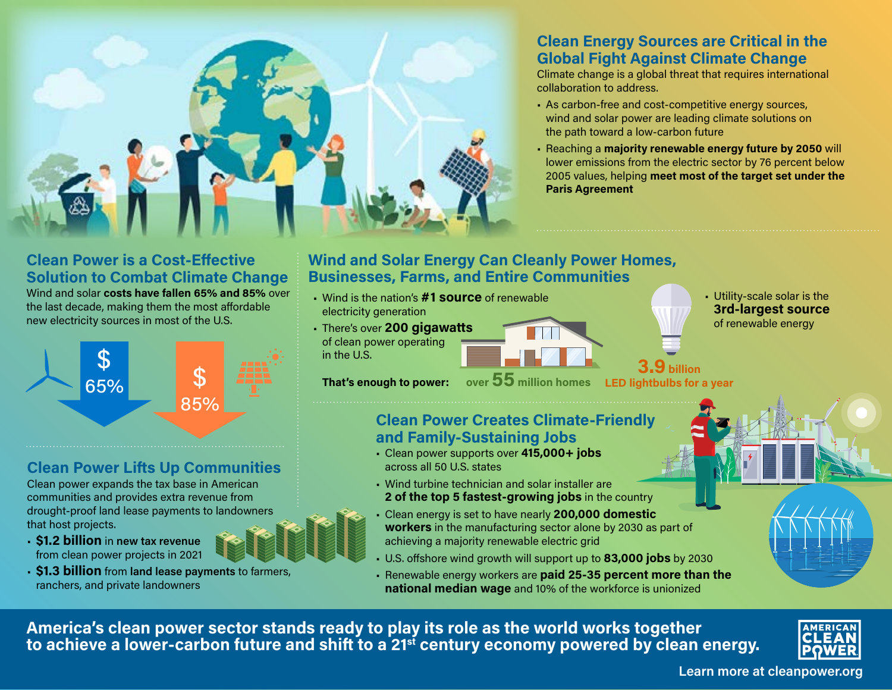## Clean Energy Sources are Critical in the Global Fight Against Climate Change

Climate change is a global threat that requires international collaboration to address.

- As carbon-free and cost-competitive energy sources, wind and solar power are leading climate solutions on the path toward a low-carbon future
- Reaching a **majority renewable energy future by 2050** will lower emissions from the electric sector by 76 percent below 2005 values, helping **meet most of the target set under the Paris Agreement**

## Clean Power is a Cost-Effective Solution to Combat Climate Change

Wind and solar **costs have fallen 65% and 85%** over the last decade, making them the most affordable new electricity sources in most of the U.S.

$ 65%

$ 85%

## Wind and Solar Energy Can Cleanly Power Homes, Businesses, Farms, and Entire Communities

- Wind is the nation's **#1 source** of renewable electricity generation
- There's over **200 gigawatts** of clean power operating in the U.S.
- Utility-scale solar is the **3rd-largest source** of renewable energy

**That's enough to power:** over **55** million homes **3.9** billion LED lightbulbs for a year

## Clean Power Lifts Up Communities

Clean power expands the tax base in American communities and provides extra revenue from drought-proof land lease payments to landowners that host projects.

- **$1.2 billion** in **new tax revenue** from clean power projects in 2021
- **$1.3 billion** from **land lease payments** to farmers, ranchers, and private landowners

## Clean Power Creates Climate-Friendly and Family-Sustaining Jobs

- Clean power supports over **415,000+ jobs** across all 50 U.S. states
- Wind turbine technician and solar installer are **2 of the top 5 fastest-growing jobs** in the country
- Clean energy is set to have nearly **200,000 domestic workers** in the manufacturing sector alone by 2030 as part of achieving a majority renewable electric grid
- U.S. offshore wind growth will support up to **83,000 jobs** by 2030
- Renewable energy workers are **paid 25-35 percent more than the national median wage** and 10% of the workforce is unionized

**America's clean power sector stands ready to play its role as the world works together to achieve a lower-carbon future and shift to a 21st century economy powered by clean energy.**

AMERICAN CLEAN POWER

Learn more at cleanpower.org